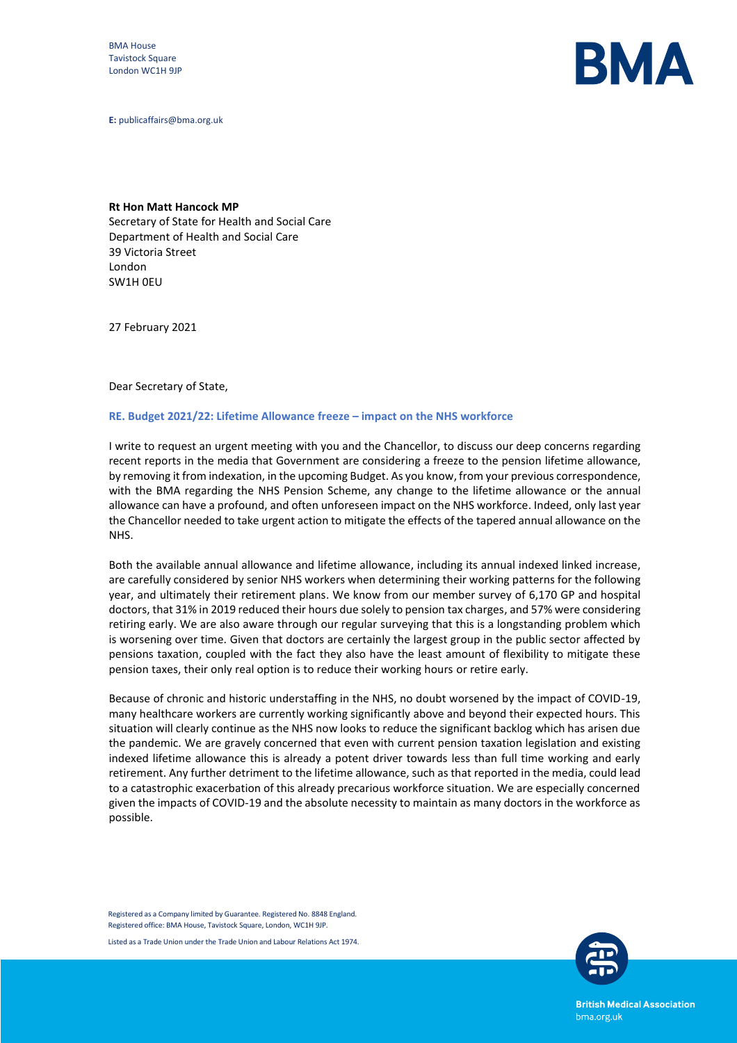BMA House
Tavistock Square
London WC1H 9JP

**E:** publicaffairs@bma.org.uk

**Rt Hon Matt Hancock MP**
Secretary of State for Health and Social Care
Department of Health and Social Care
39 Victoria Street
London
SW1H 0EU

27 February 2021

Dear Secretary of State,

**RE. Budget 2021/22: Lifetime Allowance freeze – impact on the NHS workforce**

I write to request an urgent meeting with you and the Chancellor, to discuss our deep concerns regarding recent reports in the media that Government are considering a freeze to the pension lifetime allowance, by removing it from indexation, in the upcoming Budget. As you know, from your previous correspondence, with the BMA regarding the NHS Pension Scheme, any change to the lifetime allowance or the annual allowance can have a profound, and often unforeseen impact on the NHS workforce. Indeed, only last year the Chancellor needed to take urgent action to mitigate the effects of the tapered annual allowance on the NHS.

Both the available annual allowance and lifetime allowance, including its annual indexed linked increase, are carefully considered by senior NHS workers when determining their working patterns for the following year, and ultimately their retirement plans. We know from our member survey of 6,170 GP and hospital doctors, that 31% in 2019 reduced their hours due solely to pension tax charges, and 57% were considering retiring early. We are also aware through our regular surveying that this is a longstanding problem which is worsening over time. Given that doctors are certainly the largest group in the public sector affected by pensions taxation, coupled with the fact they also have the least amount of flexibility to mitigate these pension taxes, their only real option is to reduce their working hours or retire early.

Because of chronic and historic understaffing in the NHS, no doubt worsened by the impact of COVID-19, many healthcare workers are currently working significantly above and beyond their expected hours. This situation will clearly continue as the NHS now looks to reduce the significant backlog which has arisen due the pandemic. We are gravely concerned that even with current pension taxation legislation and existing indexed lifetime allowance this is already a potent driver towards less than full time working and early retirement. Any further detriment to the lifetime allowance, such as that reported in the media, could lead to a catastrophic exacerbation of this already precarious workforce situation. We are especially concerned given the impacts of COVID-19 and the absolute necessity to maintain as many doctors in the workforce as possible.

Registered as a Company limited by Guarantee. Registered No. 8848 England.
Registered office: BMA House, Tavistock Square, London, WC1H 9JP.

Listed as a Trade Union under the Trade Union and Labour Relations Act 1974.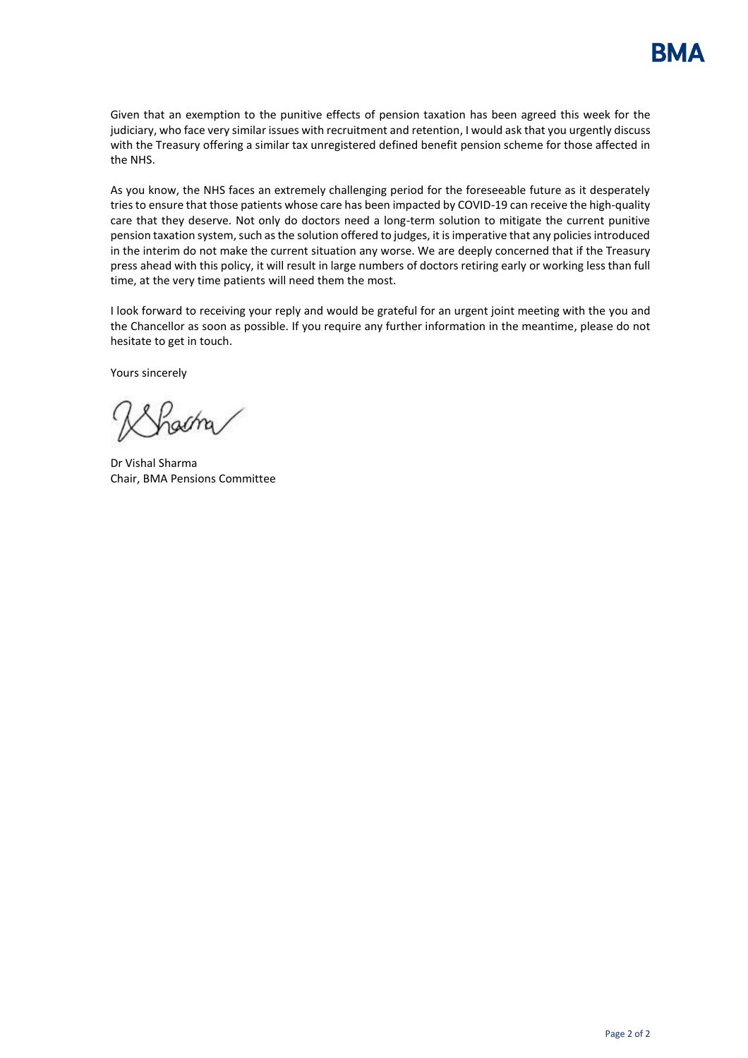Given that an exemption to the punitive effects of pension taxation has been agreed this week for the judiciary, who face very similar issues with recruitment and retention, I would ask that you urgently discuss with the Treasury offering a similar tax unregistered defined benefit pension scheme for those affected in the NHS.

As you know, the NHS faces an extremely challenging period for the foreseeable future as it desperately tries to ensure that those patients whose care has been impacted by COVID-19 can receive the high-quality care that they deserve. Not only do doctors need a long-term solution to mitigate the current punitive pension taxation system, such as the solution offered to judges, it is imperative that any policies introduced in the interim do not make the current situation any worse. We are deeply concerned that if the Treasury press ahead with this policy, it will result in large numbers of doctors retiring early or working less than full time, at the very time patients will need them the most.

I look forward to receiving your reply and would be grateful for an urgent joint meeting with the you and the Chancellor as soon as possible. If you require any further information in the meantime, please do not hesitate to get in touch.

Yours sincerely

Dr Vishal Sharma
Chair, BMA Pensions Committee